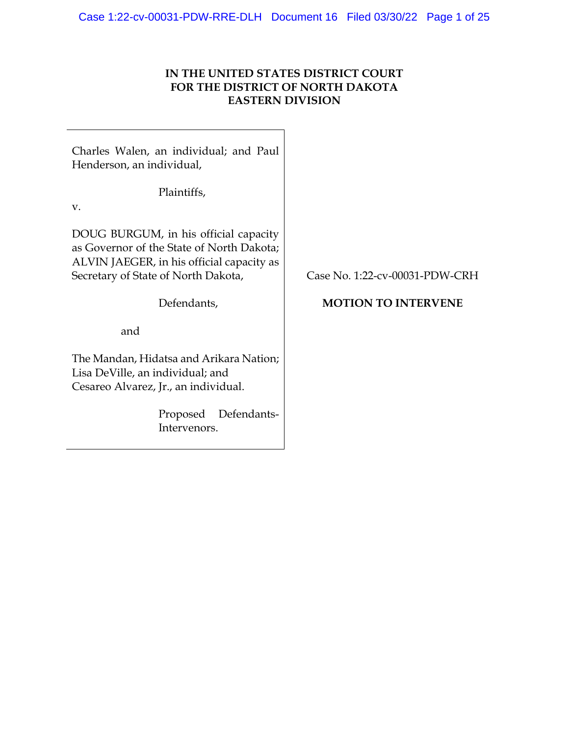**IN THE UNITED STATES DISTRICT COURT**
**FOR THE DISTRICT OF NORTH DAKOTA**
**EASTERN DIVISION**

Charles Walen, an individual; and Paul Henderson, an individual,

Plaintiffs,

v.

DOUG BURGUM, in his official capacity as Governor of the State of North Dakota; ALVIN JAEGER, in his official capacity as Secretary of State of North Dakota,

Defendants,

and

The Mandan, Hidatsa and Arikara Nation; Lisa DeVille, an individual; and Cesareo Alvarez, Jr., an individual.

Proposed Defendants-Intervenors.

Case No. 1:22-cv-00031-PDW-CRH

**MOTION TO INTERVENE**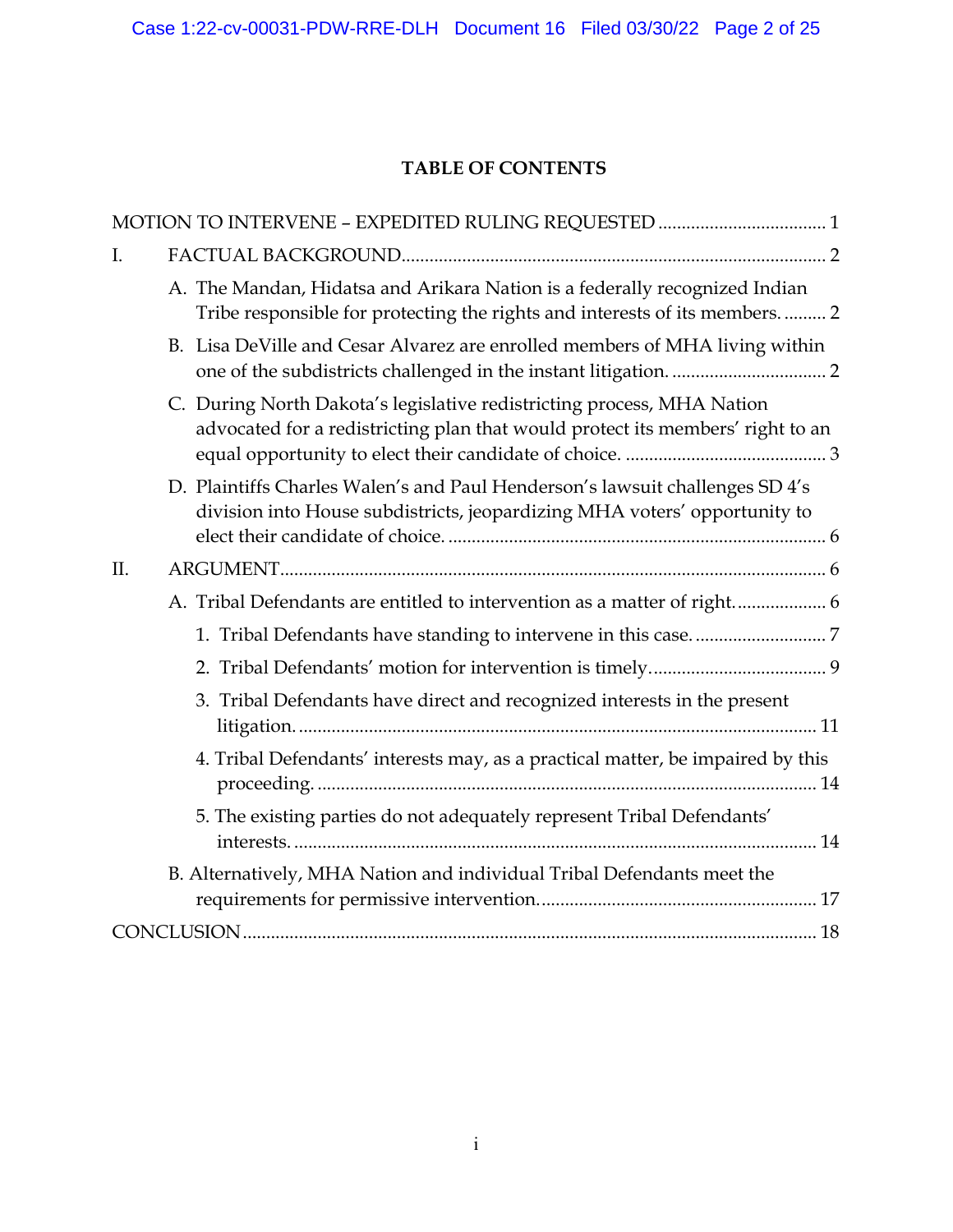## TABLE OF CONTENTS

MOTION TO INTERVENE – EXPEDITED RULING REQUESTED .................................... 1

I. FACTUAL BACKGROUND ........................................................................................ 2

- A. The Mandan, Hidatsa and Arikara Nation is a federally recognized Indian Tribe responsible for protecting the rights and interests of its members. ......... 2
- B. Lisa DeVille and Cesar Alvarez are enrolled members of MHA living within one of the subdistricts challenged in the instant litigation. ................................ 2
- C. During North Dakota's legislative redistricting process, MHA Nation advocated for a redistricting plan that would protect its members' right to an equal opportunity to elect their candidate of choice. .......................................... 3
- D. Plaintiffs Charles Walen's and Paul Henderson's lawsuit challenges SD 4's division into House subdistricts, jeopardizing MHA voters' opportunity to elect their candidate of choice. ................................................................................ 6

II. ARGUMENT ................................................................................................................ 6

- A. Tribal Defendants are entitled to intervention as a matter of right. .................. 6
  - 1. Tribal Defendants have standing to intervene in this case. ............................ 7
  - 2. Tribal Defendants' motion for intervention is timely. ..................................... 9
  - 3. Tribal Defendants have direct and recognized interests in the present litigation. ............................................................................................................. 11
  - 4. Tribal Defendants' interests may, as a practical matter, be impaired by this proceeding. ......................................................................................................... 14
  - 5. The existing parties do not adequately represent Tribal Defendants' interests. ............................................................................................................... 14
- B. Alternatively, MHA Nation and individual Tribal Defendants meet the requirements for permissive intervention. .......................................................... 17

CONCLUSION ......................................................................................................................... 18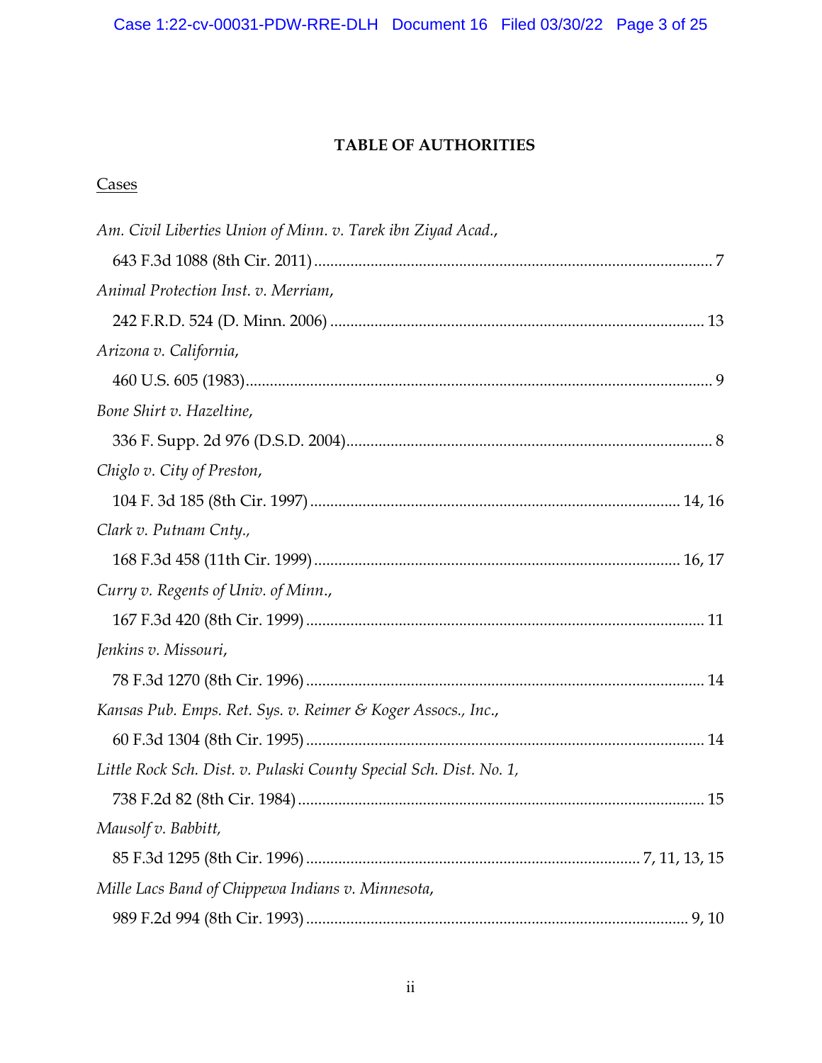## TABLE OF AUTHORITIES

Cases

*Am. Civil Liberties Union of Minn. v. Tarek ibn Ziyad Acad.*,
643 F.3d 1088 (8th Cir. 2011) .................................................................................................. 7

*Animal Protection Inst. v. Merriam*,
242 F.R.D. 524 (D. Minn. 2006) ............................................................................................ 13

*Arizona v. California*,
460 U.S. 605 (1983).................................................................................................................... 9

*Bone Shirt v. Hazeltine*,
336 F. Supp. 2d 976 (D.S.D. 2004).......................................................................................... 8

*Chiglo v. City of Preston*,
104 F. 3d 185 (8th Cir. 1997) ........................................................................................... 14, 16

*Clark v. Putnam Cnty.*,
168 F.3d 458 (11th Cir. 1999) .......................................................................................... 16, 17

*Curry v. Regents of Univ. of Minn.*,
167 F.3d 420 (8th Cir. 1999) .................................................................................................. 11

*Jenkins v. Missouri*,
78 F.3d 1270 (8th Cir. 1996) .................................................................................................. 14

*Kansas Pub. Emps. Ret. Sys. v. Reimer & Koger Assocs., Inc.*,
60 F.3d 1304 (8th Cir. 1995) .................................................................................................. 14

*Little Rock Sch. Dist. v. Pulaski County Special Sch. Dist. No. 1*,
738 F.2d 82 (8th Cir. 1984) ..................................................................................................... 15

*Mausolf v. Babbitt*,
85 F.3d 1295 (8th Cir. 1996) .................................................................................. 7, 11, 13, 15

*Mille Lacs Band of Chippewa Indians v. Minnesota*,
989 F.2d 994 (8th Cir. 1993) ............................................................................................... 9, 10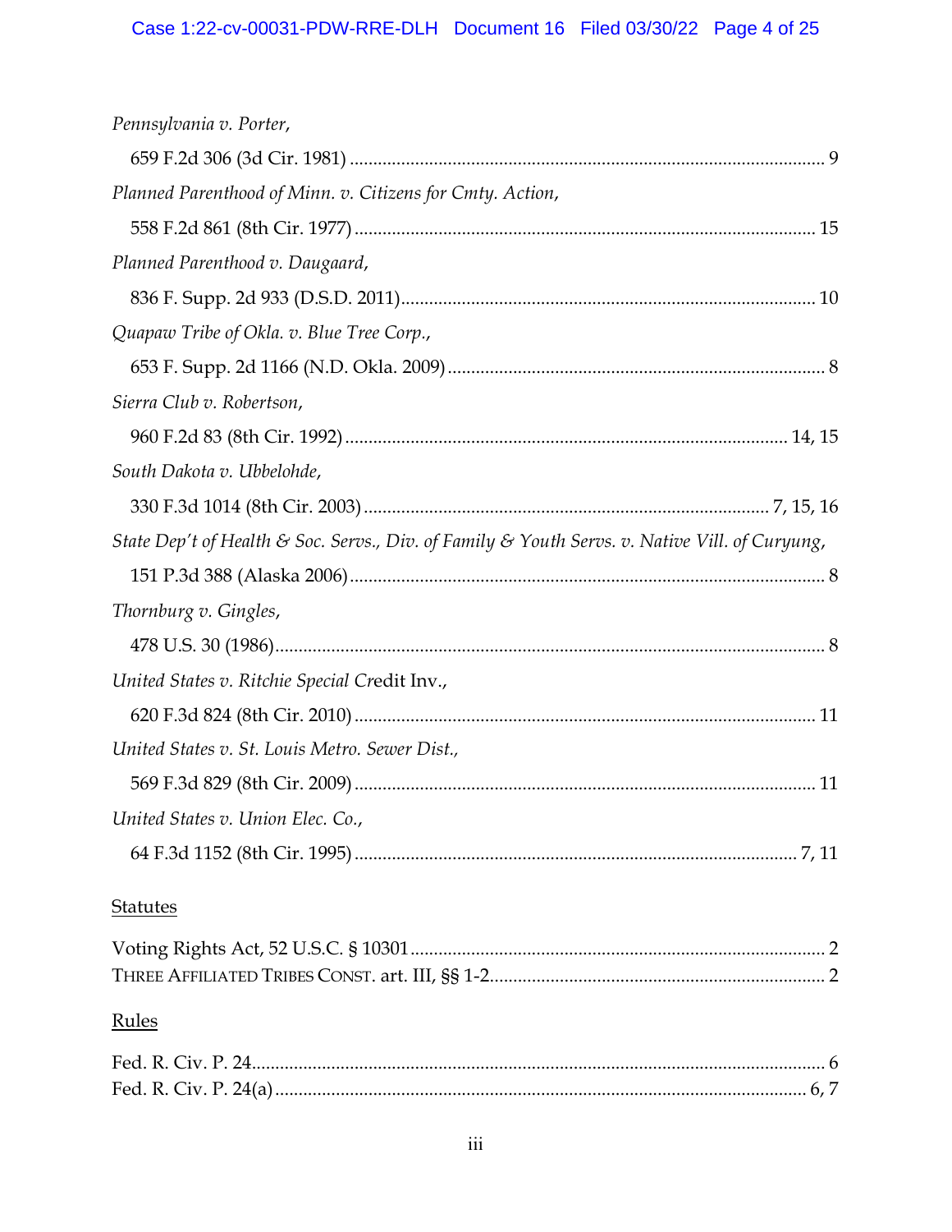*Pennsylvania v. Porter*,

659 F.2d 306 (3d Cir. 1981) ........................................................................................................ 9

*Planned Parenthood of Minn. v. Citizens for Cmty. Action*,

558 F.2d 861 (8th Cir. 1977) ...................................................................................................... 15

*Planned Parenthood v. Daugaard*,

836 F. Supp. 2d 933 (D.S.D. 2011)............................................................................................ 10

*Quapaw Tribe of Okla. v. Blue Tree Corp.*,

653 F. Supp. 2d 1166 (N.D. Okla. 2009) .................................................................................... 8

*Sierra Club v. Robertson*,

960 F.2d 83 (8th Cir. 1992) ................................................................................................. 14, 15

*South Dakota v. Ubbelohde*,

330 F.3d 1014 (8th Cir. 2003) ......................................................................................... 7, 15, 16

*State Dep't of Health & Soc. Servs., Div. of Family & Youth Servs. v. Native Vill. of Curyung*,

151 P.3d 388 (Alaska 2006) ......................................................................................................... 8

*Thornburg v. Gingles*,

478 U.S. 30 (1986)........................................................................................................................ 8

*United States v. Ritchie Special C*redit Inv.,

620 F.3d 824 (8th Cir. 2010) ...................................................................................................... 11

*United States v. St. Louis Metro. Sewer Dist.*,

569 F.3d 829 (8th Cir. 2009) ...................................................................................................... 11

*United States v. Union Elec. Co.*,

64 F.3d 1152 (8th Cir. 1995) .................................................................................................. 7, 11

Statutes

Voting Rights Act, 52 U.S.C. § 10301 .......................................................................................... 2

THREE AFFILIATED TRIBES CONST. art. III, §§ 1-2....................................................................... 2

Rules

Fed. R. Civ. P. 24............................................................................................................................ 6

Fed. R. Civ. P. 24(a) ................................................................................................................... 6, 7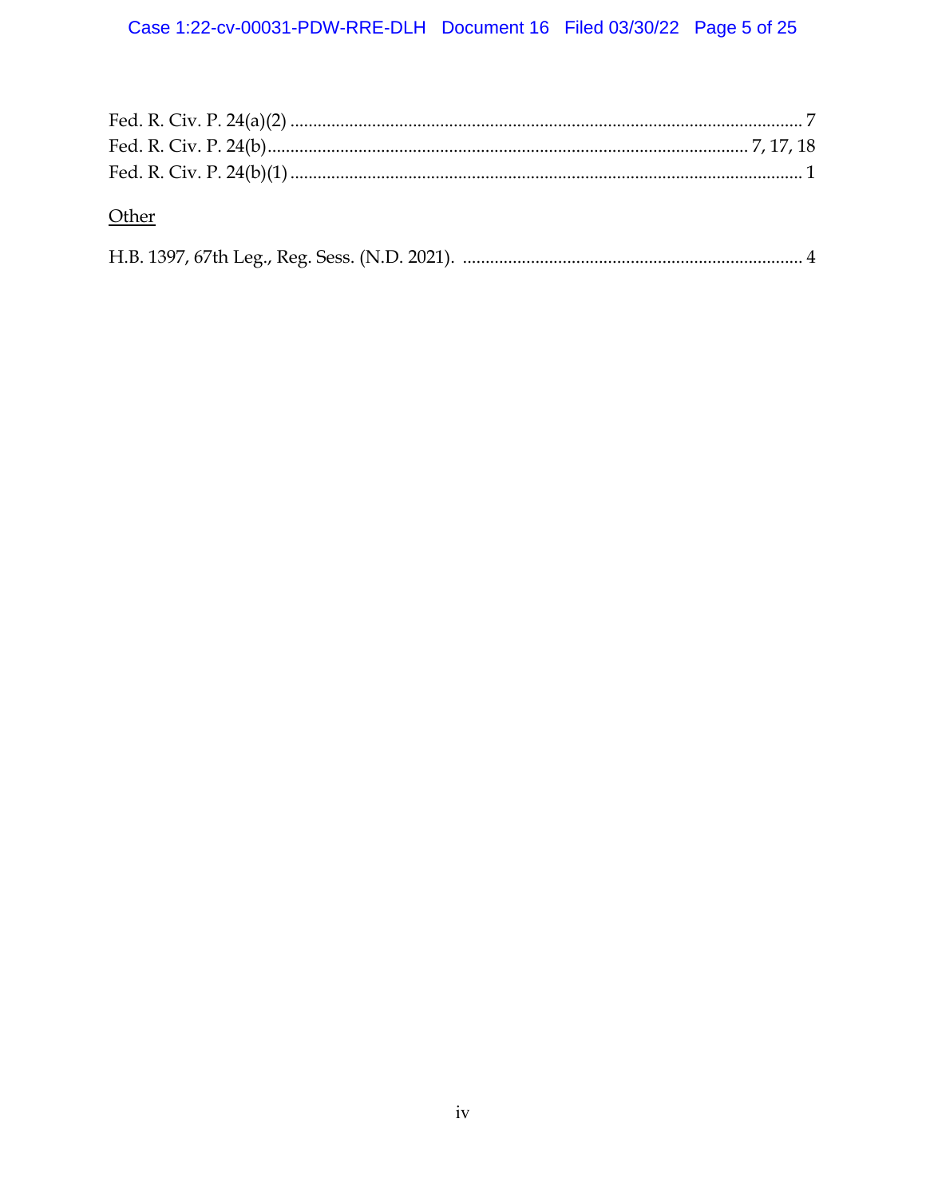Fed. R. Civ. P. 24(a)(2) ................................................................................................................ 7
Fed. R. Civ. P. 24(b)........................................................................................................ 7, 17, 18
Fed. R. Civ. P. 24(b)(1) ................................................................................................................ 1

<u>Other</u>

H.B. 1397, 67th Leg., Reg. Sess. (N.D. 2021). .......................................................................... 4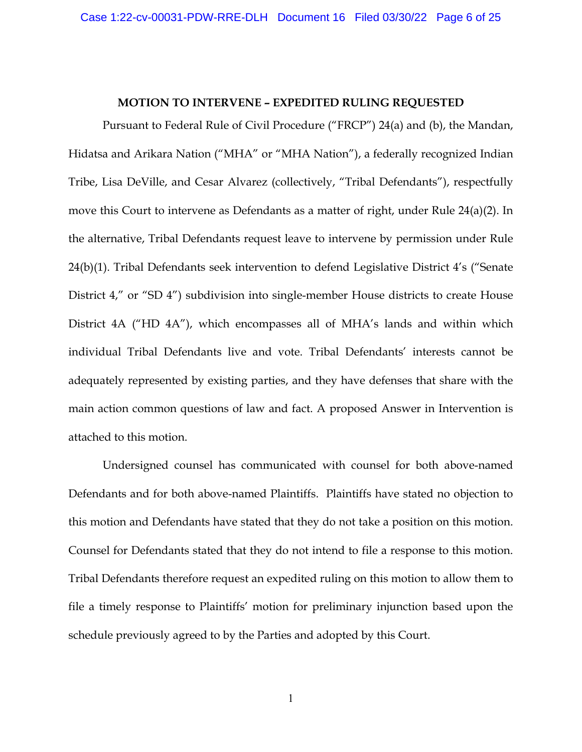## MOTION TO INTERVENE – EXPEDITED RULING REQUESTED

Pursuant to Federal Rule of Civil Procedure ("FRCP") 24(a) and (b), the Mandan, Hidatsa and Arikara Nation ("MHA" or "MHA Nation"), a federally recognized Indian Tribe, Lisa DeVille, and Cesar Alvarez (collectively, "Tribal Defendants"), respectfully move this Court to intervene as Defendants as a matter of right, under Rule 24(a)(2). In the alternative, Tribal Defendants request leave to intervene by permission under Rule 24(b)(1). Tribal Defendants seek intervention to defend Legislative District 4's ("Senate District 4," or "SD 4") subdivision into single-member House districts to create House District 4A ("HD 4A"), which encompasses all of MHA's lands and within which individual Tribal Defendants live and vote. Tribal Defendants' interests cannot be adequately represented by existing parties, and they have defenses that share with the main action common questions of law and fact. A proposed Answer in Intervention is attached to this motion.

Undersigned counsel has communicated with counsel for both above-named Defendants and for both above-named Plaintiffs. Plaintiffs have stated no objection to this motion and Defendants have stated that they do not take a position on this motion. Counsel for Defendants stated that they do not intend to file a response to this motion. Tribal Defendants therefore request an expedited ruling on this motion to allow them to file a timely response to Plaintiffs' motion for preliminary injunction based upon the schedule previously agreed to by the Parties and adopted by this Court.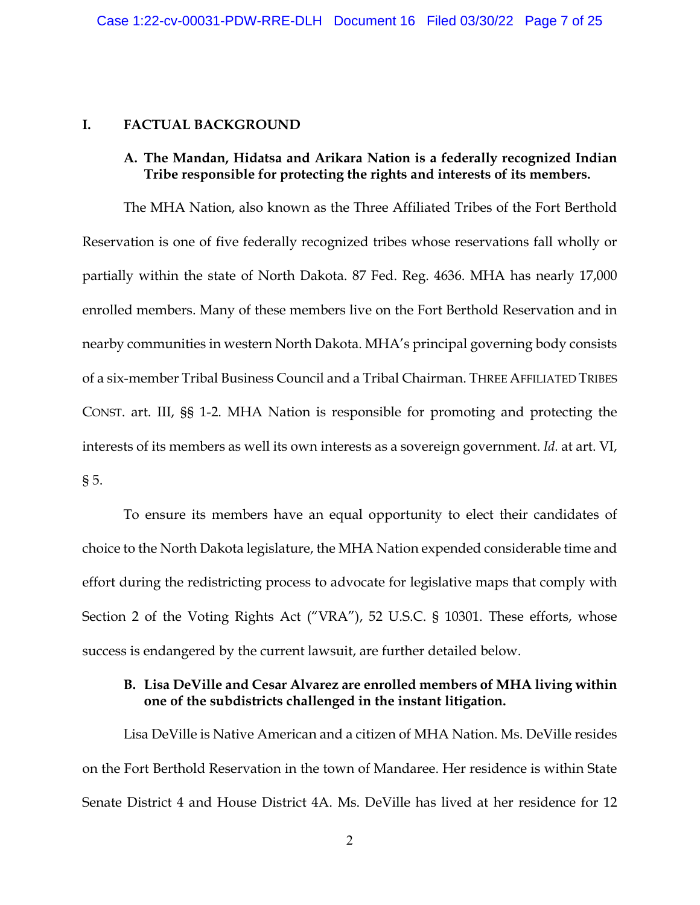## I. FACTUAL BACKGROUND

### A. The Mandan, Hidatsa and Arikara Nation is a federally recognized Indian Tribe responsible for protecting the rights and interests of its members.

The MHA Nation, also known as the Three Affiliated Tribes of the Fort Berthold Reservation is one of five federally recognized tribes whose reservations fall wholly or partially within the state of North Dakota. 87 Fed. Reg. 4636. MHA has nearly 17,000 enrolled members. Many of these members live on the Fort Berthold Reservation and in nearby communities in western North Dakota. MHA's principal governing body consists of a six-member Tribal Business Council and a Tribal Chairman. THREE AFFILIATED TRIBES CONST. art. III, §§ 1-2. MHA Nation is responsible for promoting and protecting the interests of its members as well its own interests as a sovereign government. *Id.* at art. VI, § 5.

To ensure its members have an equal opportunity to elect their candidates of choice to the North Dakota legislature, the MHA Nation expended considerable time and effort during the redistricting process to advocate for legislative maps that comply with Section 2 of the Voting Rights Act ("VRA"), 52 U.S.C. § 10301. These efforts, whose success is endangered by the current lawsuit, are further detailed below.

### B. Lisa DeVille and Cesar Alvarez are enrolled members of MHA living within one of the subdistricts challenged in the instant litigation.

Lisa DeVille is Native American and a citizen of MHA Nation. Ms. DeVille resides on the Fort Berthold Reservation in the town of Mandaree. Her residence is within State Senate District 4 and House District 4A. Ms. DeVille has lived at her residence for 12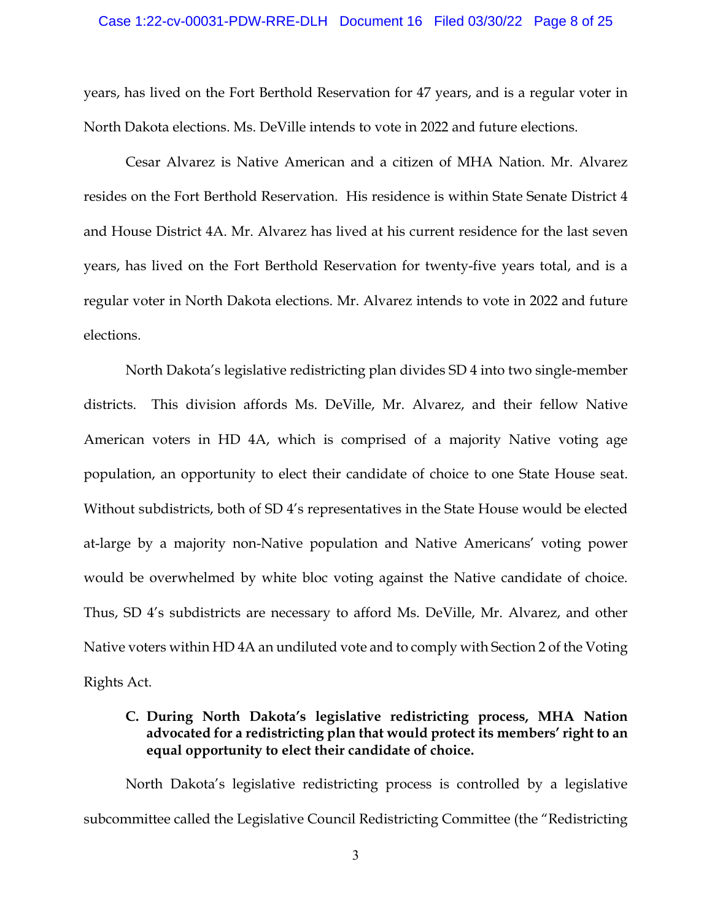years, has lived on the Fort Berthold Reservation for 47 years, and is a regular voter in North Dakota elections. Ms. DeVille intends to vote in 2022 and future elections.

Cesar Alvarez is Native American and a citizen of MHA Nation. Mr. Alvarez resides on the Fort Berthold Reservation. His residence is within State Senate District 4 and House District 4A. Mr. Alvarez has lived at his current residence for the last seven years, has lived on the Fort Berthold Reservation for twenty-five years total, and is a regular voter in North Dakota elections. Mr. Alvarez intends to vote in 2022 and future elections.

North Dakota's legislative redistricting plan divides SD 4 into two single-member districts. This division affords Ms. DeVille, Mr. Alvarez, and their fellow Native American voters in HD 4A, which is comprised of a majority Native voting age population, an opportunity to elect their candidate of choice to one State House seat. Without subdistricts, both of SD 4's representatives in the State House would be elected at-large by a majority non-Native population and Native Americans' voting power would be overwhelmed by white bloc voting against the Native candidate of choice. Thus, SD 4's subdistricts are necessary to afford Ms. DeVille, Mr. Alvarez, and other Native voters within HD 4A an undiluted vote and to comply with Section 2 of the Voting Rights Act.

### C. During North Dakota's legislative redistricting process, MHA Nation advocated for a redistricting plan that would protect its members' right to an equal opportunity to elect their candidate of choice.

North Dakota's legislative redistricting process is controlled by a legislative subcommittee called the Legislative Council Redistricting Committee (the "Redistricting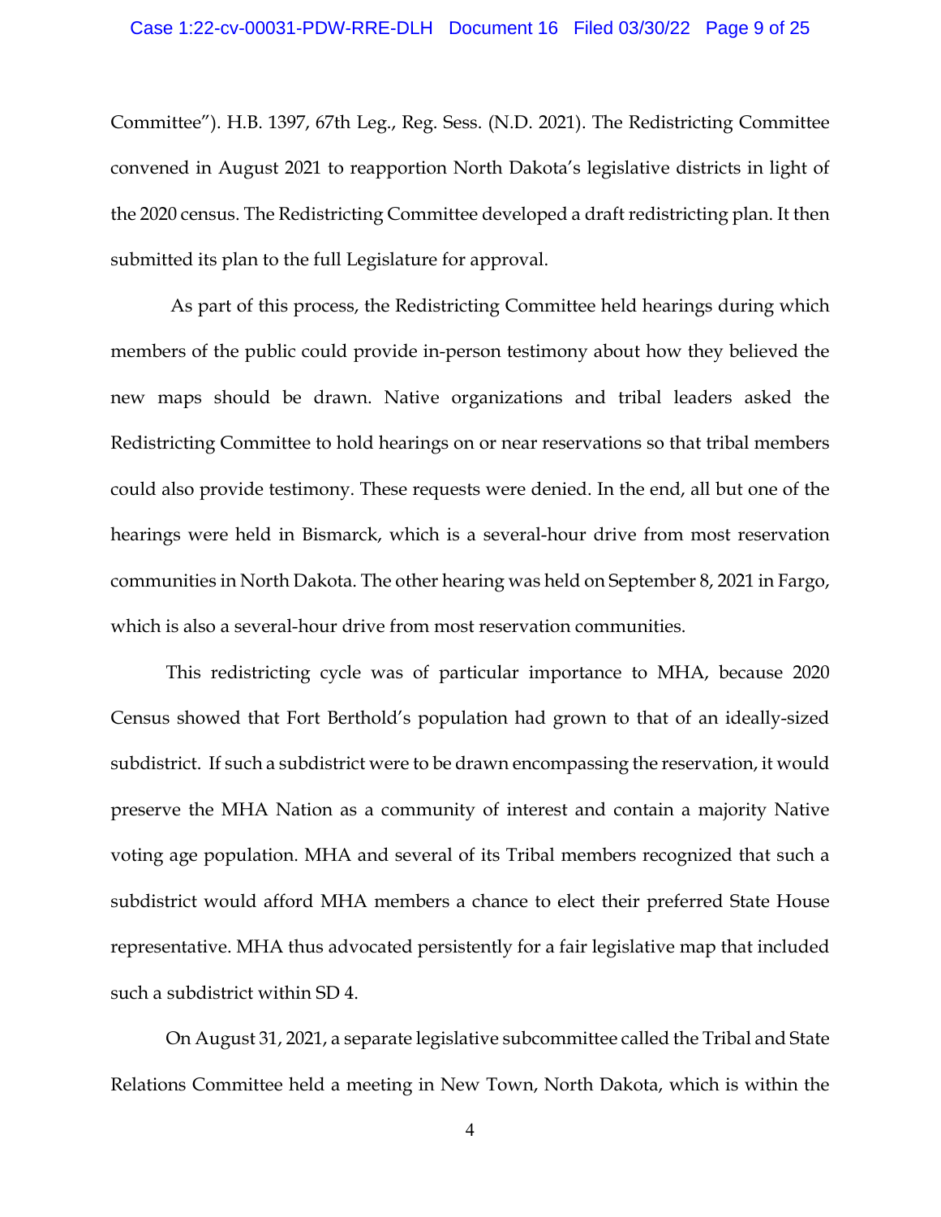Committee"). H.B. 1397, 67th Leg., Reg. Sess. (N.D. 2021). The Redistricting Committee convened in August 2021 to reapportion North Dakota's legislative districts in light of the 2020 census. The Redistricting Committee developed a draft redistricting plan. It then submitted its plan to the full Legislature for approval.

As part of this process, the Redistricting Committee held hearings during which members of the public could provide in-person testimony about how they believed the new maps should be drawn. Native organizations and tribal leaders asked the Redistricting Committee to hold hearings on or near reservations so that tribal members could also provide testimony. These requests were denied. In the end, all but one of the hearings were held in Bismarck, which is a several-hour drive from most reservation communities in North Dakota. The other hearing was held on September 8, 2021 in Fargo, which is also a several-hour drive from most reservation communities.

This redistricting cycle was of particular importance to MHA, because 2020 Census showed that Fort Berthold's population had grown to that of an ideally-sized subdistrict. If such a subdistrict were to be drawn encompassing the reservation, it would preserve the MHA Nation as a community of interest and contain a majority Native voting age population. MHA and several of its Tribal members recognized that such a subdistrict would afford MHA members a chance to elect their preferred State House representative. MHA thus advocated persistently for a fair legislative map that included such a subdistrict within SD 4.

On August 31, 2021, a separate legislative subcommittee called the Tribal and State Relations Committee held a meeting in New Town, North Dakota, which is within the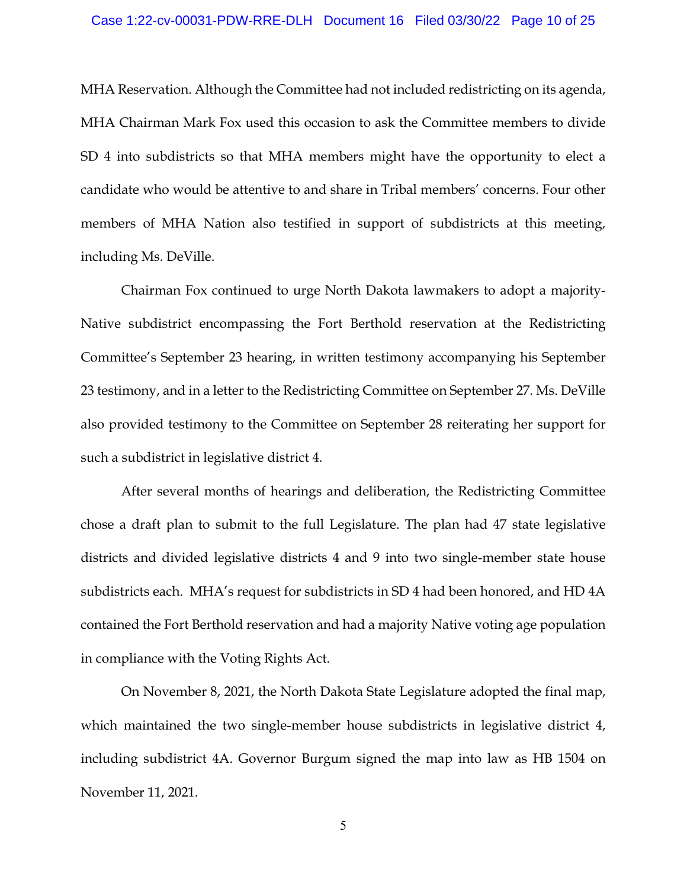MHA Reservation. Although the Committee had not included redistricting on its agenda, MHA Chairman Mark Fox used this occasion to ask the Committee members to divide SD 4 into subdistricts so that MHA members might have the opportunity to elect a candidate who would be attentive to and share in Tribal members' concerns. Four other members of MHA Nation also testified in support of subdistricts at this meeting, including Ms. DeVille.

Chairman Fox continued to urge North Dakota lawmakers to adopt a majority-Native subdistrict encompassing the Fort Berthold reservation at the Redistricting Committee's September 23 hearing, in written testimony accompanying his September 23 testimony, and in a letter to the Redistricting Committee on September 27. Ms. DeVille also provided testimony to the Committee on September 28 reiterating her support for such a subdistrict in legislative district 4.

After several months of hearings and deliberation, the Redistricting Committee chose a draft plan to submit to the full Legislature. The plan had 47 state legislative districts and divided legislative districts 4 and 9 into two single-member state house subdistricts each. MHA's request for subdistricts in SD 4 had been honored, and HD 4A contained the Fort Berthold reservation and had a majority Native voting age population in compliance with the Voting Rights Act.

On November 8, 2021, the North Dakota State Legislature adopted the final map, which maintained the two single-member house subdistricts in legislative district 4, including subdistrict 4A. Governor Burgum signed the map into law as HB 1504 on November 11, 2021.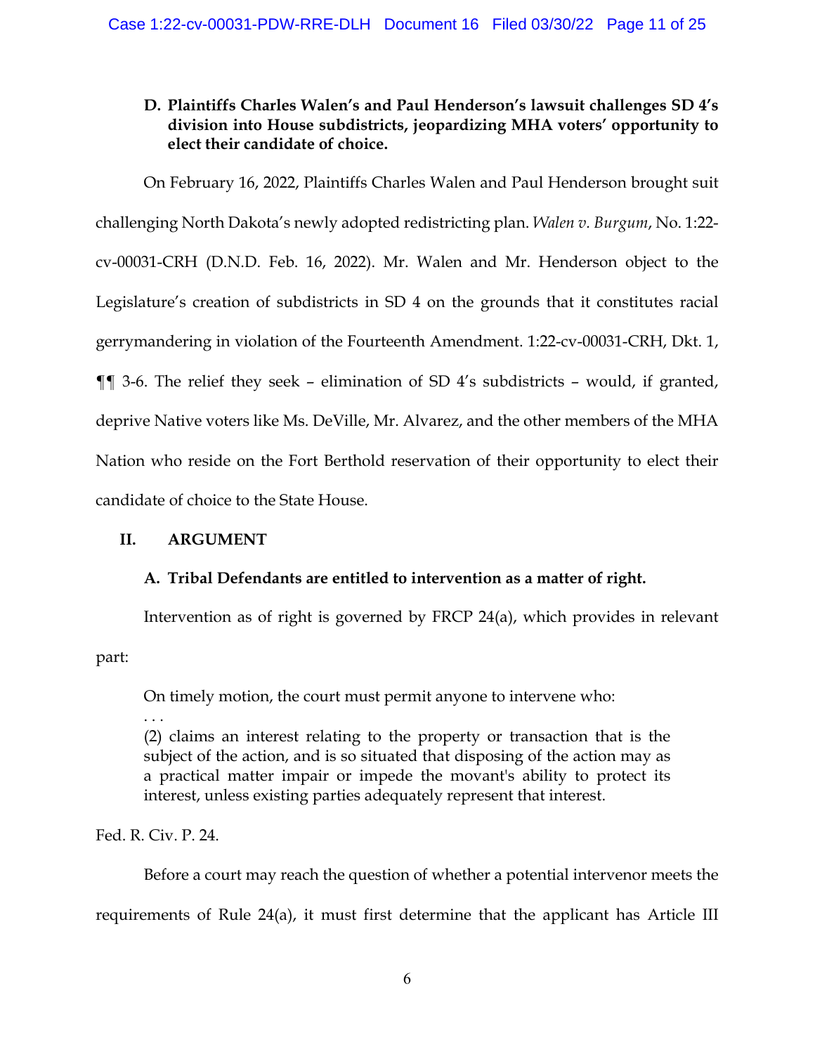### D. Plaintiffs Charles Walen's and Paul Henderson's lawsuit challenges SD 4's division into House subdistricts, jeopardizing MHA voters' opportunity to elect their candidate of choice.

On February 16, 2022, Plaintiffs Charles Walen and Paul Henderson brought suit challenging North Dakota's newly adopted redistricting plan. *Walen v. Burgum*, No. 1:22-cv-00031-CRH (D.N.D. Feb. 16, 2022). Mr. Walen and Mr. Henderson object to the Legislature's creation of subdistricts in SD 4 on the grounds that it constitutes racial gerrymandering in violation of the Fourteenth Amendment. 1:22-cv-00031-CRH, Dkt. 1, ¶¶ 3-6. The relief they seek – elimination of SD 4's subdistricts – would, if granted, deprive Native voters like Ms. DeVille, Mr. Alvarez, and the other members of the MHA Nation who reside on the Fort Berthold reservation of their opportunity to elect their candidate of choice to the State House.

## II. ARGUMENT

### A. Tribal Defendants are entitled to intervention as a matter of right.

Intervention as of right is governed by FRCP 24(a), which provides in relevant part:

> On timely motion, the court must permit anyone to intervene who:
> . . .
> (2) claims an interest relating to the property or transaction that is the subject of the action, and is so situated that disposing of the action may as a practical matter impair or impede the movant's ability to protect its interest, unless existing parties adequately represent that interest.

Fed. R. Civ. P. 24.

Before a court may reach the question of whether a potential intervenor meets the requirements of Rule 24(a), it must first determine that the applicant has Article III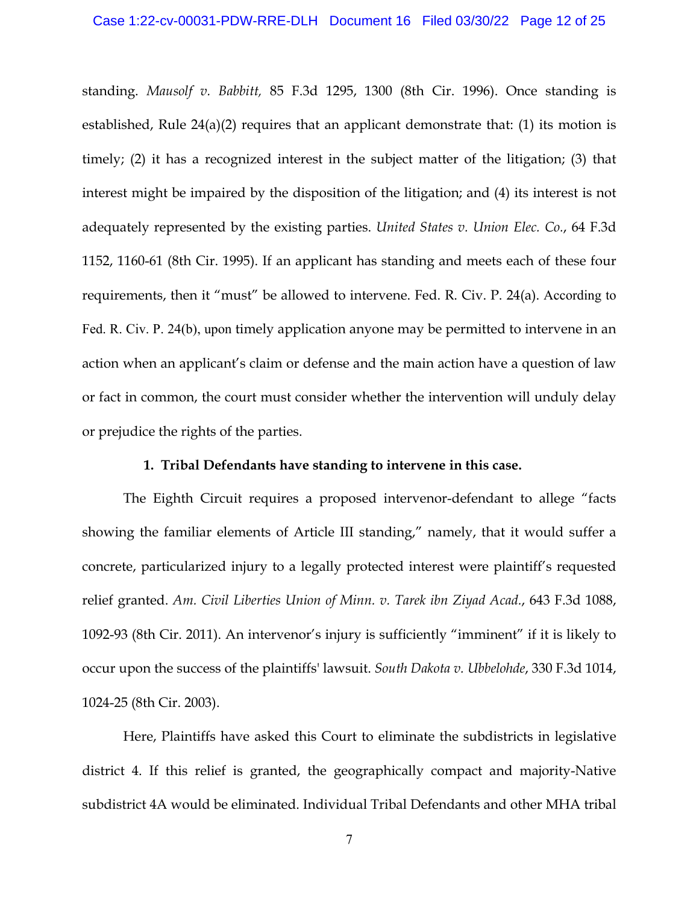standing. *Mausolf v. Babbitt,* 85 F.3d 1295, 1300 (8th Cir. 1996). Once standing is established, Rule 24(a)(2) requires that an applicant demonstrate that: (1) its motion is timely; (2) it has a recognized interest in the subject matter of the litigation; (3) that interest might be impaired by the disposition of the litigation; and (4) its interest is not adequately represented by the existing parties. *United States v. Union Elec. Co.*, 64 F.3d 1152, 1160-61 (8th Cir. 1995). If an applicant has standing and meets each of these four requirements, then it "must" be allowed to intervene. Fed. R. Civ. P. 24(a). According to Fed. R. Civ. P. 24(b), upon timely application anyone may be permitted to intervene in an action when an applicant's claim or defense and the main action have a question of law or fact in common, the court must consider whether the intervention will unduly delay or prejudice the rights of the parties.

**1. Tribal Defendants have standing to intervene in this case.**

The Eighth Circuit requires a proposed intervenor-defendant to allege "facts showing the familiar elements of Article III standing," namely, that it would suffer a concrete, particularized injury to a legally protected interest were plaintiff's requested relief granted. *Am. Civil Liberties Union of Minn. v. Tarek ibn Ziyad Acad.*, 643 F.3d 1088, 1092-93 (8th Cir. 2011). An intervenor's injury is sufficiently "imminent" if it is likely to occur upon the success of the plaintiffs' lawsuit. *South Dakota v. Ubbelohde*, 330 F.3d 1014, 1024-25 (8th Cir. 2003).

Here, Plaintiffs have asked this Court to eliminate the subdistricts in legislative district 4. If this relief is granted, the geographically compact and majority-Native subdistrict 4A would be eliminated. Individual Tribal Defendants and other MHA tribal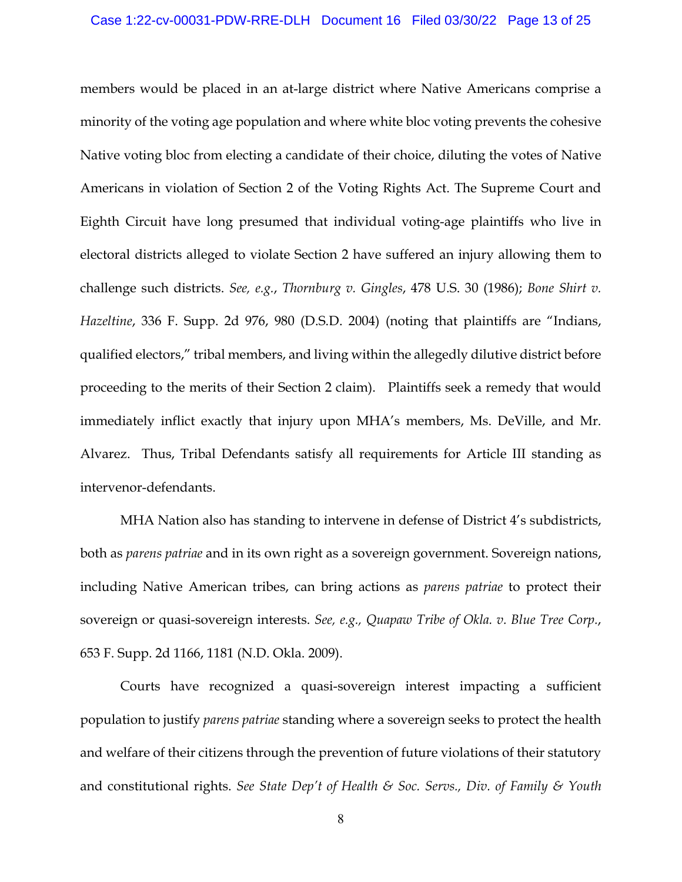members would be placed in an at-large district where Native Americans comprise a minority of the voting age population and where white bloc voting prevents the cohesive Native voting bloc from electing a candidate of their choice, diluting the votes of Native Americans in violation of Section 2 of the Voting Rights Act. The Supreme Court and Eighth Circuit have long presumed that individual voting-age plaintiffs who live in electoral districts alleged to violate Section 2 have suffered an injury allowing them to challenge such districts. *See, e.g.*, *Thornburg v. Gingles*, 478 U.S. 30 (1986); *Bone Shirt v. Hazeltine*, 336 F. Supp. 2d 976, 980 (D.S.D. 2004) (noting that plaintiffs are "Indians, qualified electors," tribal members, and living within the allegedly dilutive district before proceeding to the merits of their Section 2 claim). Plaintiffs seek a remedy that would immediately inflict exactly that injury upon MHA's members, Ms. DeVille, and Mr. Alvarez. Thus, Tribal Defendants satisfy all requirements for Article III standing as intervenor-defendants.

MHA Nation also has standing to intervene in defense of District 4's subdistricts, both as *parens patriae* and in its own right as a sovereign government. Sovereign nations, including Native American tribes, can bring actions as *parens patriae* to protect their sovereign or quasi-sovereign interests. *See, e.g., Quapaw Tribe of Okla. v. Blue Tree Corp.*, 653 F. Supp. 2d 1166, 1181 (N.D. Okla. 2009).

Courts have recognized a quasi-sovereign interest impacting a sufficient population to justify *parens patriae* standing where a sovereign seeks to protect the health and welfare of their citizens through the prevention of future violations of their statutory and constitutional rights. *See State Dep't of Health & Soc. Servs., Div. of Family & Youth*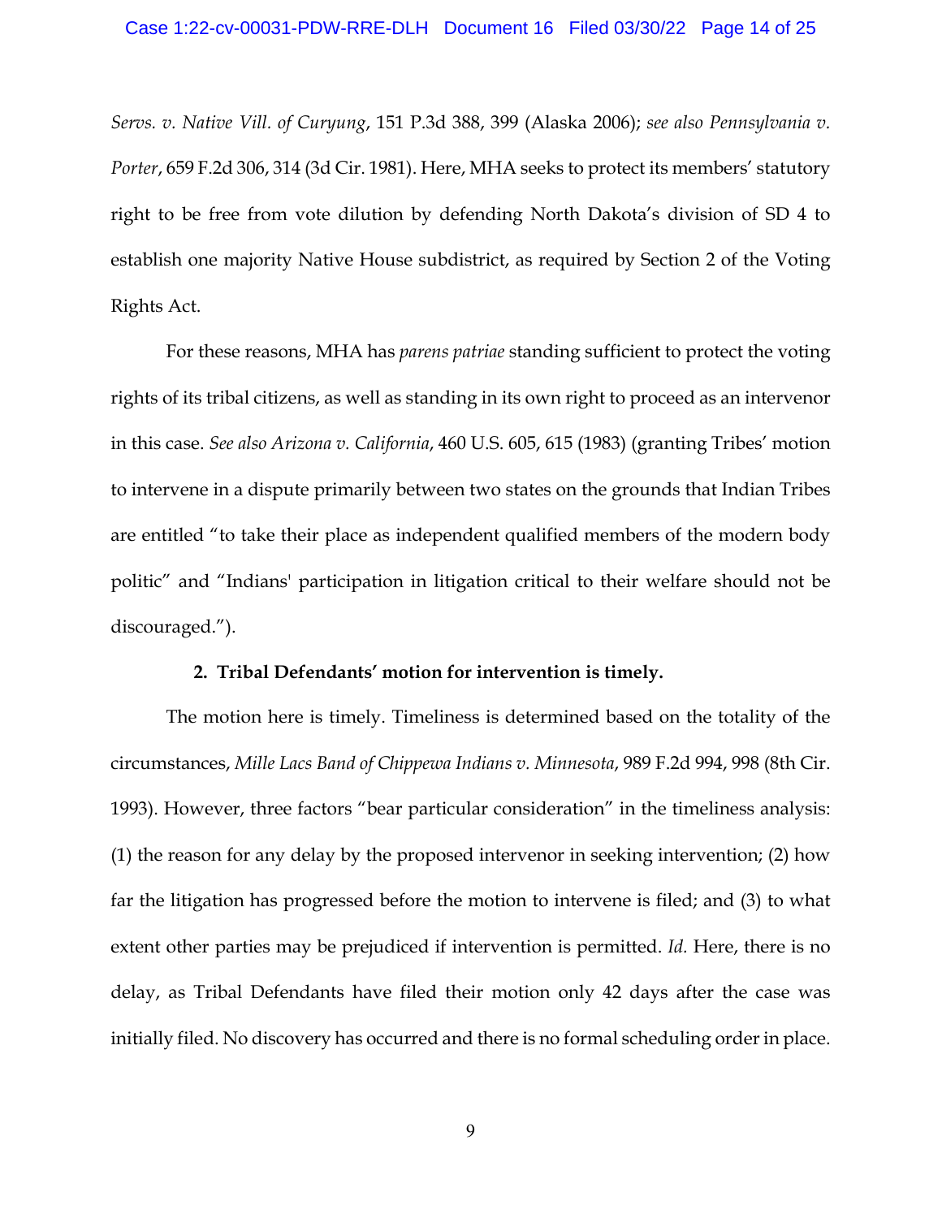*Servs. v. Native Vill. of Curyung*, 151 P.3d 388, 399 (Alaska 2006); *see also Pennsylvania v. Porter*, 659 F.2d 306, 314 (3d Cir. 1981). Here, MHA seeks to protect its members' statutory right to be free from vote dilution by defending North Dakota's division of SD 4 to establish one majority Native House subdistrict, as required by Section 2 of the Voting Rights Act.

For these reasons, MHA has *parens patriae* standing sufficient to protect the voting rights of its tribal citizens, as well as standing in its own right to proceed as an intervenor in this case. *See also Arizona v. California*, 460 U.S. 605, 615 (1983) (granting Tribes' motion to intervene in a dispute primarily between two states on the grounds that Indian Tribes are entitled "to take their place as independent qualified members of the modern body politic" and "Indians' participation in litigation critical to their welfare should not be discouraged.").

**2. Tribal Defendants' motion for intervention is timely.**

The motion here is timely. Timeliness is determined based on the totality of the circumstances, *Mille Lacs Band of Chippewa Indians v. Minnesota*, 989 F.2d 994, 998 (8th Cir. 1993). However, three factors "bear particular consideration" in the timeliness analysis: (1) the reason for any delay by the proposed intervenor in seeking intervention; (2) how far the litigation has progressed before the motion to intervene is filed; and (3) to what extent other parties may be prejudiced if intervention is permitted. *Id.* Here, there is no delay, as Tribal Defendants have filed their motion only 42 days after the case was initially filed. No discovery has occurred and there is no formal scheduling order in place.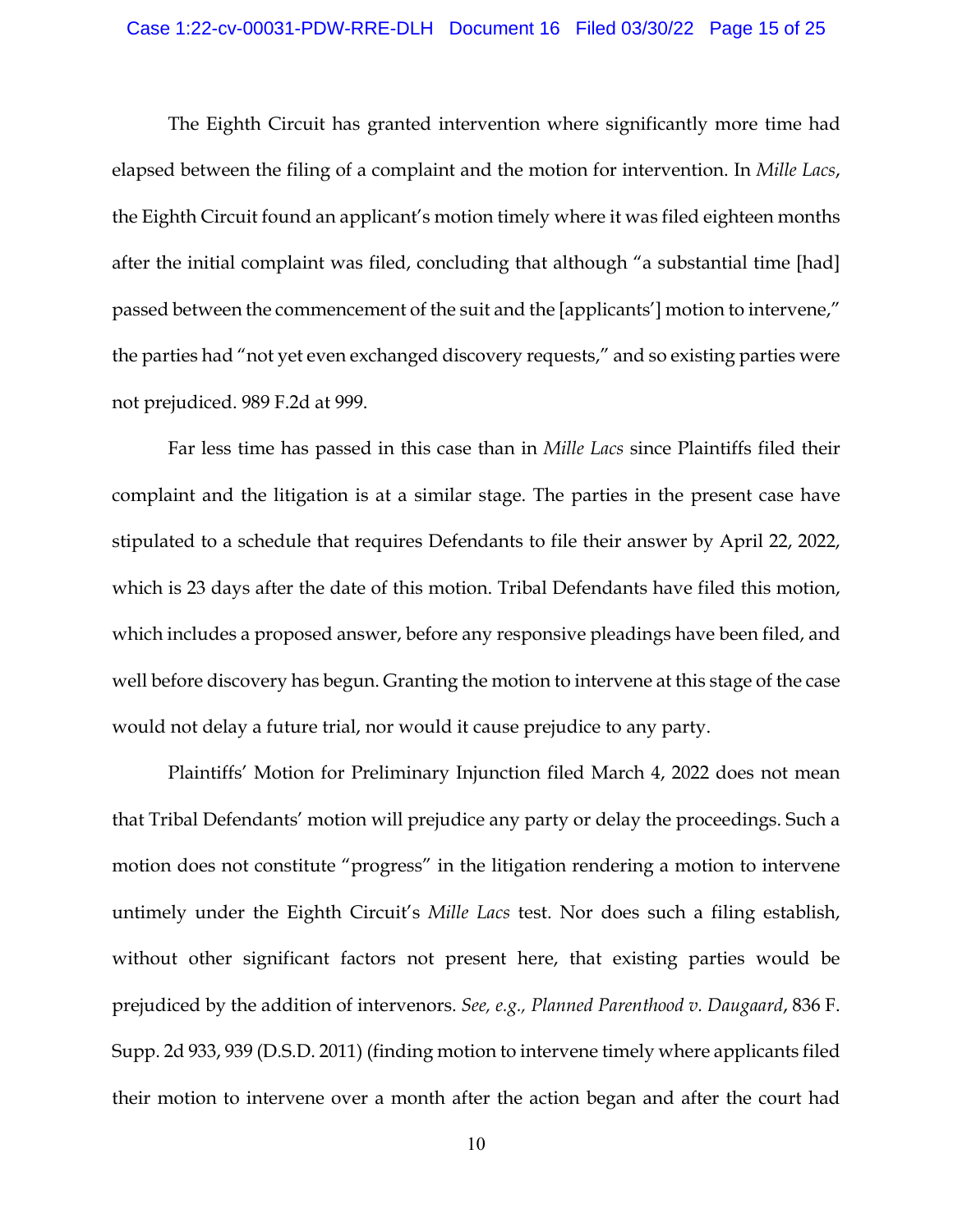The Eighth Circuit has granted intervention where significantly more time had elapsed between the filing of a complaint and the motion for intervention. In *Mille Lacs*, the Eighth Circuit found an applicant's motion timely where it was filed eighteen months after the initial complaint was filed, concluding that although "a substantial time [had] passed between the commencement of the suit and the [applicants'] motion to intervene," the parties had "not yet even exchanged discovery requests," and so existing parties were not prejudiced. 989 F.2d at 999.

Far less time has passed in this case than in *Mille Lacs* since Plaintiffs filed their complaint and the litigation is at a similar stage. The parties in the present case have stipulated to a schedule that requires Defendants to file their answer by April 22, 2022, which is 23 days after the date of this motion. Tribal Defendants have filed this motion, which includes a proposed answer, before any responsive pleadings have been filed, and well before discovery has begun. Granting the motion to intervene at this stage of the case would not delay a future trial, nor would it cause prejudice to any party.

Plaintiffs' Motion for Preliminary Injunction filed March 4, 2022 does not mean that Tribal Defendants' motion will prejudice any party or delay the proceedings. Such a motion does not constitute "progress" in the litigation rendering a motion to intervene untimely under the Eighth Circuit's *Mille Lacs* test. Nor does such a filing establish, without other significant factors not present here, that existing parties would be prejudiced by the addition of intervenors. *See, e.g., Planned Parenthood v. Daugaard*, 836 F. Supp. 2d 933, 939 (D.S.D. 2011) (finding motion to intervene timely where applicants filed their motion to intervene over a month after the action began and after the court had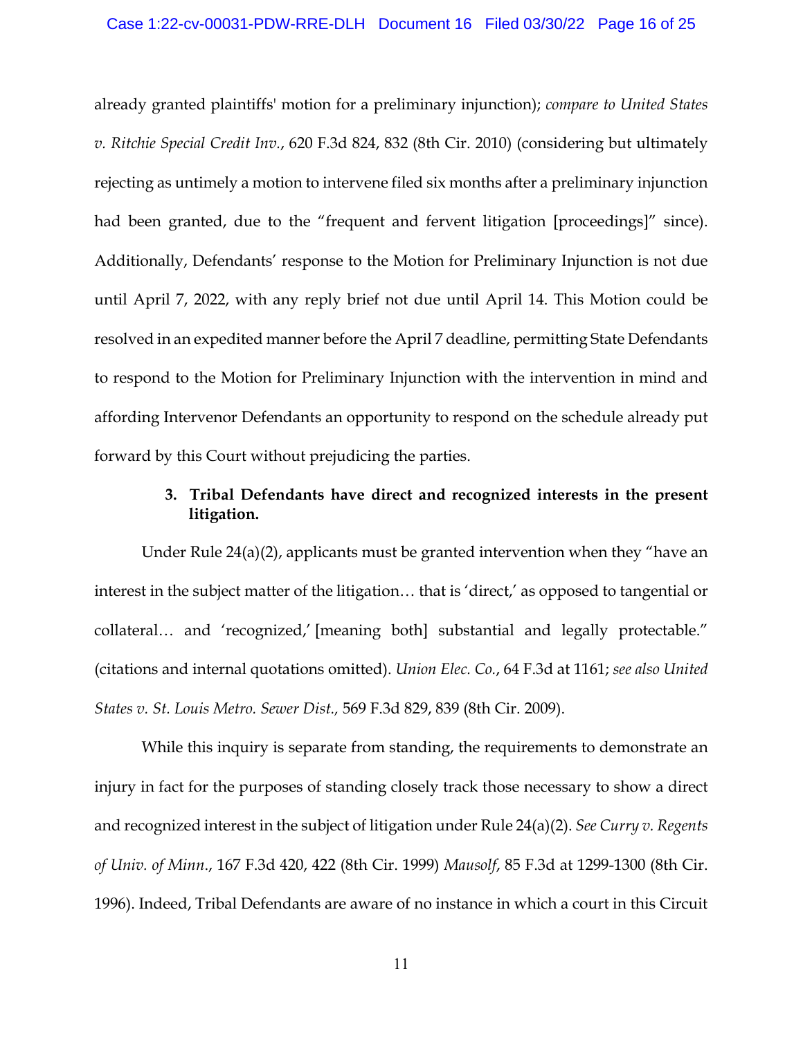already granted plaintiffs' motion for a preliminary injunction); *compare to United States v. Ritchie Special Credit Inv.*, 620 F.3d 824, 832 (8th Cir. 2010) (considering but ultimately rejecting as untimely a motion to intervene filed six months after a preliminary injunction had been granted, due to the "frequent and fervent litigation [proceedings]" since). Additionally, Defendants' response to the Motion for Preliminary Injunction is not due until April 7, 2022, with any reply brief not due until April 14. This Motion could be resolved in an expedited manner before the April 7 deadline, permitting State Defendants to respond to the Motion for Preliminary Injunction with the intervention in mind and affording Intervenor Defendants an opportunity to respond on the schedule already put forward by this Court without prejudicing the parties.

**3. Tribal Defendants have direct and recognized interests in the present litigation.**

Under Rule 24(a)(2), applicants must be granted intervention when they "have an interest in the subject matter of the litigation… that is 'direct,' as opposed to tangential or collateral… and 'recognized,' [meaning both] substantial and legally protectable." (citations and internal quotations omitted). *Union Elec. Co.*, 64 F.3d at 1161; *see also United States v. St. Louis Metro. Sewer Dist.,* 569 F.3d 829, 839 (8th Cir. 2009).

While this inquiry is separate from standing, the requirements to demonstrate an injury in fact for the purposes of standing closely track those necessary to show a direct and recognized interest in the subject of litigation under Rule 24(a)(2). *See Curry v. Regents of Univ. of Minn.*, 167 F.3d 420, 422 (8th Cir. 1999) *Mausolf*, 85 F.3d at 1299-1300 (8th Cir. 1996). Indeed, Tribal Defendants are aware of no instance in which a court in this Circuit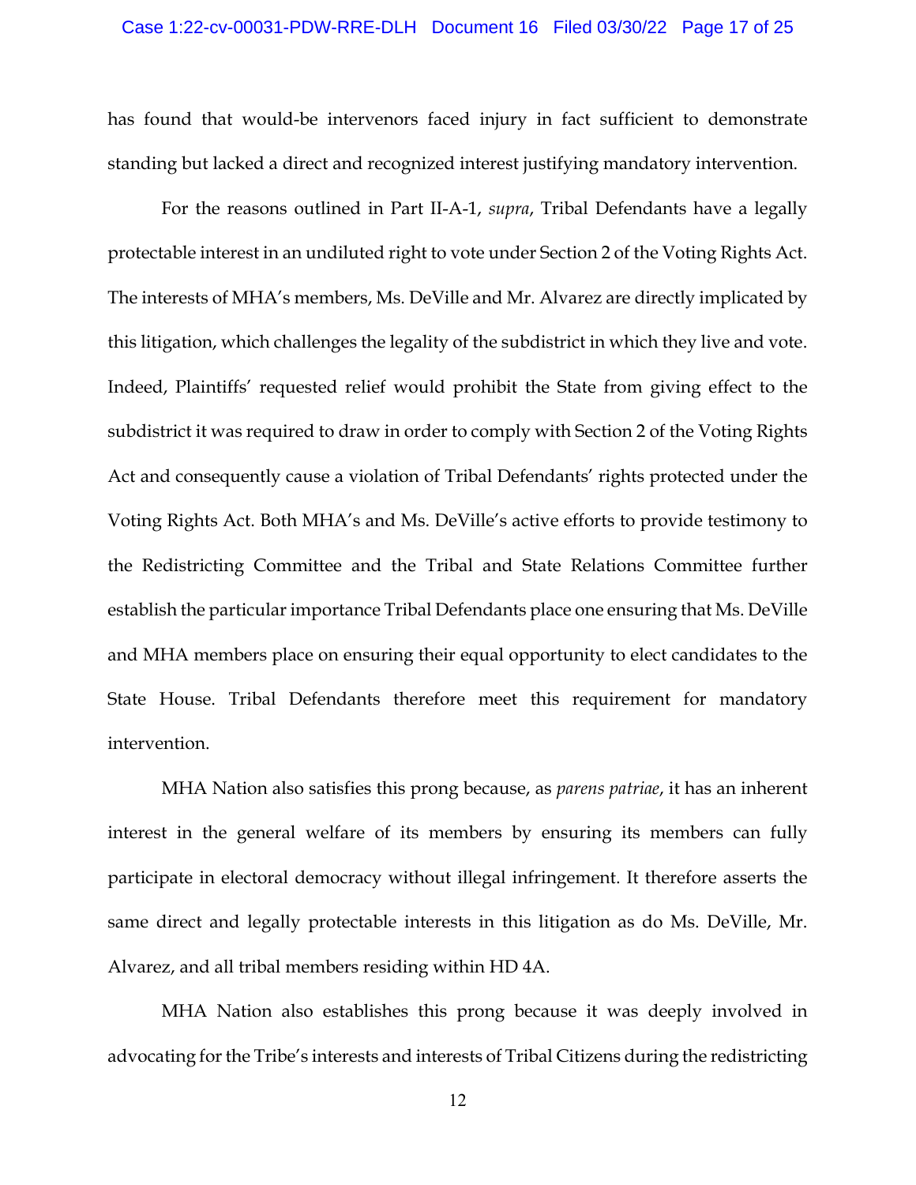has found that would-be intervenors faced injury in fact sufficient to demonstrate standing but lacked a direct and recognized interest justifying mandatory intervention.

For the reasons outlined in Part II-A-1, *supra*, Tribal Defendants have a legally protectable interest in an undiluted right to vote under Section 2 of the Voting Rights Act. The interests of MHA's members, Ms. DeVille and Mr. Alvarez are directly implicated by this litigation, which challenges the legality of the subdistrict in which they live and vote. Indeed, Plaintiffs' requested relief would prohibit the State from giving effect to the subdistrict it was required to draw in order to comply with Section 2 of the Voting Rights Act and consequently cause a violation of Tribal Defendants' rights protected under the Voting Rights Act. Both MHA's and Ms. DeVille's active efforts to provide testimony to the Redistricting Committee and the Tribal and State Relations Committee further establish the particular importance Tribal Defendants place one ensuring that Ms. DeVille and MHA members place on ensuring their equal opportunity to elect candidates to the State House. Tribal Defendants therefore meet this requirement for mandatory intervention.

MHA Nation also satisfies this prong because, as *parens patriae*, it has an inherent interest in the general welfare of its members by ensuring its members can fully participate in electoral democracy without illegal infringement. It therefore asserts the same direct and legally protectable interests in this litigation as do Ms. DeVille, Mr. Alvarez, and all tribal members residing within HD 4A.

MHA Nation also establishes this prong because it was deeply involved in advocating for the Tribe's interests and interests of Tribal Citizens during the redistricting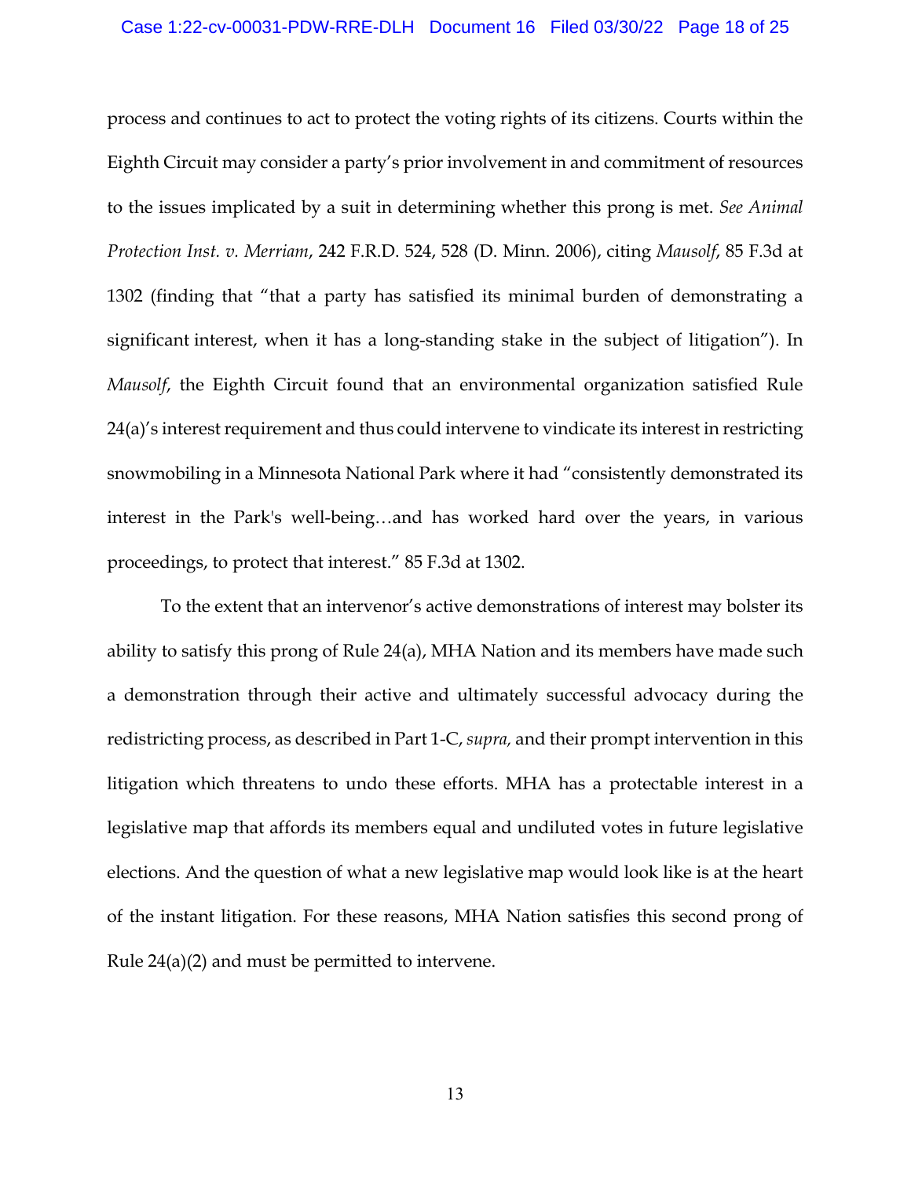process and continues to act to protect the voting rights of its citizens. Courts within the Eighth Circuit may consider a party's prior involvement in and commitment of resources to the issues implicated by a suit in determining whether this prong is met. *See Animal Protection Inst. v. Merriam*, 242 F.R.D. 524, 528 (D. Minn. 2006), citing *Mausolf*, 85 F.3d at 1302 (finding that "that a party has satisfied its minimal burden of demonstrating a significant interest, when it has a long-standing stake in the subject of litigation"). In *Mausolf*, the Eighth Circuit found that an environmental organization satisfied Rule 24(a)'s interest requirement and thus could intervene to vindicate its interest in restricting snowmobiling in a Minnesota National Park where it had "consistently demonstrated its interest in the Park's well-being…and has worked hard over the years, in various proceedings, to protect that interest." 85 F.3d at 1302.

To the extent that an intervenor's active demonstrations of interest may bolster its ability to satisfy this prong of Rule 24(a), MHA Nation and its members have made such a demonstration through their active and ultimately successful advocacy during the redistricting process, as described in Part 1-C, *supra,* and their prompt intervention in this litigation which threatens to undo these efforts. MHA has a protectable interest in a legislative map that affords its members equal and undiluted votes in future legislative elections. And the question of what a new legislative map would look like is at the heart of the instant litigation. For these reasons, MHA Nation satisfies this second prong of Rule 24(a)(2) and must be permitted to intervene.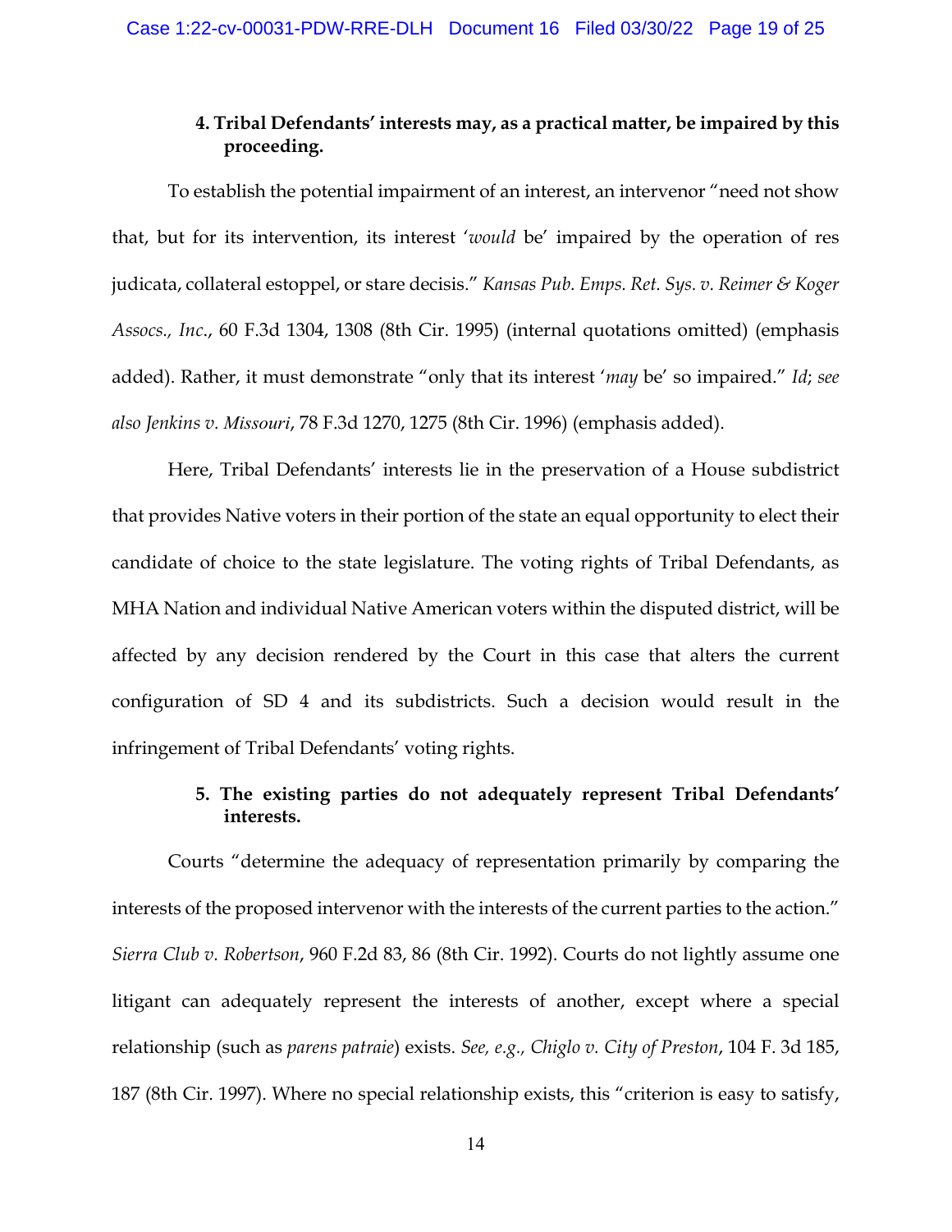#### 4. Tribal Defendants' interests may, as a practical matter, be impaired by this proceeding.

To establish the potential impairment of an interest, an intervenor "need not show that, but for its intervention, its interest '*would* be' impaired by the operation of res judicata, collateral estoppel, or stare decisis." *Kansas Pub. Emps. Ret. Sys. v. Reimer & Koger Assocs., Inc.*, 60 F.3d 1304, 1308 (8th Cir. 1995) (internal quotations omitted) (emphasis added). Rather, it must demonstrate "only that its interest '*may* be' so impaired." *Id*; *see also Jenkins v. Missouri*, 78 F.3d 1270, 1275 (8th Cir. 1996) (emphasis added).

Here, Tribal Defendants' interests lie in the preservation of a House subdistrict that provides Native voters in their portion of the state an equal opportunity to elect their candidate of choice to the state legislature. The voting rights of Tribal Defendants, as MHA Nation and individual Native American voters within the disputed district, will be affected by any decision rendered by the Court in this case that alters the current configuration of SD 4 and its subdistricts. Such a decision would result in the infringement of Tribal Defendants' voting rights.

#### 5. The existing parties do not adequately represent Tribal Defendants' interests.

Courts "determine the adequacy of representation primarily by comparing the interests of the proposed intervenor with the interests of the current parties to the action." *Sierra Club v. Robertson*, 960 F.2d 83, 86 (8th Cir. 1992). Courts do not lightly assume one litigant can adequately represent the interests of another, except where a special relationship (such as *parens patraie*) exists. *See, e.g., Chiglo v. City of Preston*, 104 F. 3d 185, 187 (8th Cir. 1997). Where no special relationship exists, this "criterion is easy to satisfy,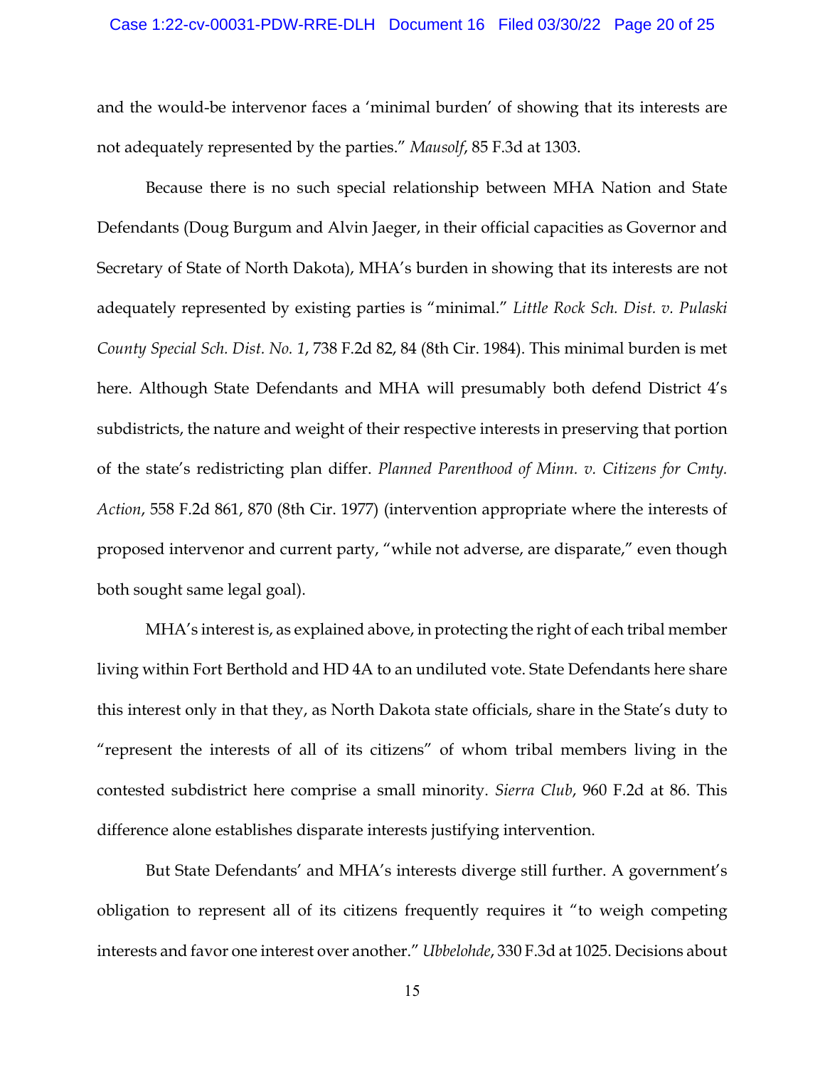and the would-be intervenor faces a 'minimal burden' of showing that its interests are not adequately represented by the parties." *Mausolf*, 85 F.3d at 1303.

Because there is no such special relationship between MHA Nation and State Defendants (Doug Burgum and Alvin Jaeger, in their official capacities as Governor and Secretary of State of North Dakota), MHA's burden in showing that its interests are not adequately represented by existing parties is "minimal." *Little Rock Sch. Dist. v. Pulaski County Special Sch. Dist. No. 1*, 738 F.2d 82, 84 (8th Cir. 1984). This minimal burden is met here. Although State Defendants and MHA will presumably both defend District 4's subdistricts, the nature and weight of their respective interests in preserving that portion of the state's redistricting plan differ. *Planned Parenthood of Minn. v. Citizens for Cmty. Action*, 558 F.2d 861, 870 (8th Cir. 1977) (intervention appropriate where the interests of proposed intervenor and current party, "while not adverse, are disparate," even though both sought same legal goal).

MHA's interest is, as explained above, in protecting the right of each tribal member living within Fort Berthold and HD 4A to an undiluted vote. State Defendants here share this interest only in that they, as North Dakota state officials, share in the State's duty to "represent the interests of all of its citizens" of whom tribal members living in the contested subdistrict here comprise a small minority. *Sierra Club*, 960 F.2d at 86. This difference alone establishes disparate interests justifying intervention.

But State Defendants' and MHA's interests diverge still further. A government's obligation to represent all of its citizens frequently requires it "to weigh competing interests and favor one interest over another." *Ubbelohde*, 330 F.3d at 1025. Decisions about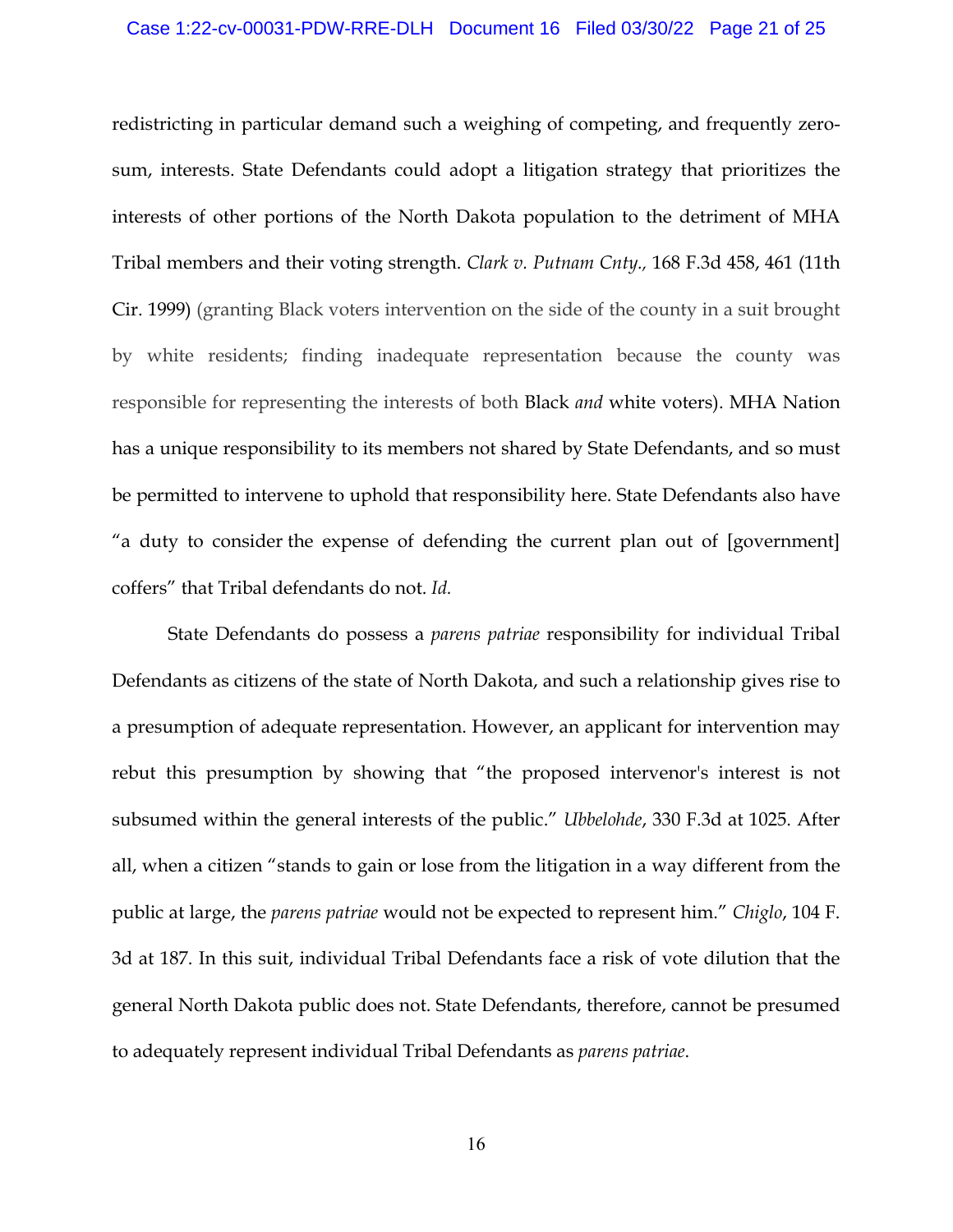redistricting in particular demand such a weighing of competing, and frequently zero-sum, interests. State Defendants could adopt a litigation strategy that prioritizes the interests of other portions of the North Dakota population to the detriment of MHA Tribal members and their voting strength. *Clark v. Putnam Cnty.,* 168 F.3d 458, 461 (11th Cir. 1999) (granting Black voters intervention on the side of the county in a suit brought by white residents; finding inadequate representation because the county was responsible for representing the interests of both Black *and* white voters). MHA Nation has a unique responsibility to its members not shared by State Defendants, and so must be permitted to intervene to uphold that responsibility here. State Defendants also have "a duty to consider the expense of defending the current plan out of [government] coffers" that Tribal defendants do not. *Id.*

State Defendants do possess a *parens patriae* responsibility for individual Tribal Defendants as citizens of the state of North Dakota, and such a relationship gives rise to a presumption of adequate representation. However, an applicant for intervention may rebut this presumption by showing that "the proposed intervenor's interest is not subsumed within the general interests of the public." *Ubbelohde*, 330 F.3d at 1025. After all, when a citizen "stands to gain or lose from the litigation in a way different from the public at large, the *parens patriae* would not be expected to represent him." *Chiglo*, 104 F. 3d at 187. In this suit, individual Tribal Defendants face a risk of vote dilution that the general North Dakota public does not. State Defendants, therefore, cannot be presumed to adequately represent individual Tribal Defendants as *parens patriae*.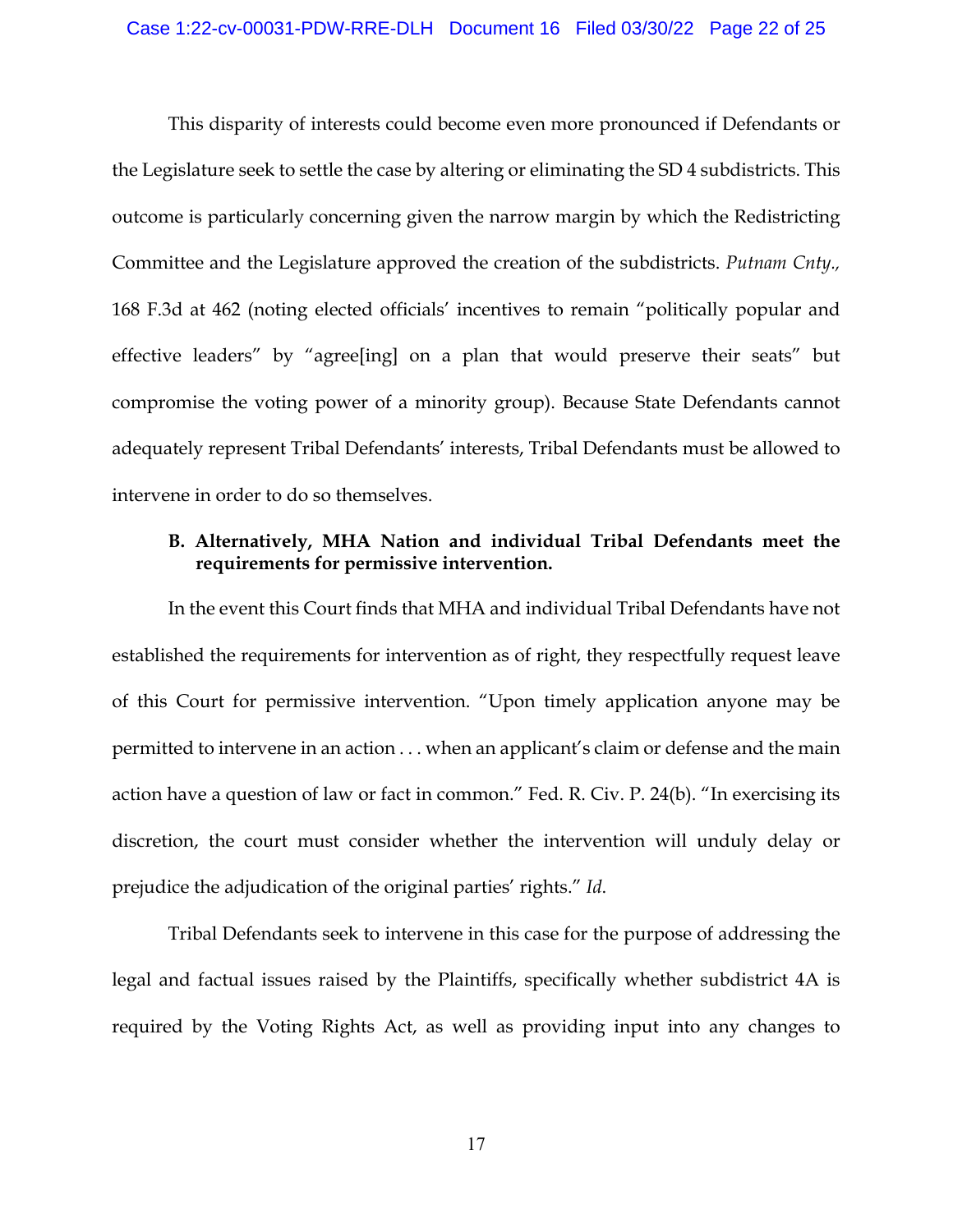This disparity of interests could become even more pronounced if Defendants or the Legislature seek to settle the case by altering or eliminating the SD 4 subdistricts. This outcome is particularly concerning given the narrow margin by which the Redistricting Committee and the Legislature approved the creation of the subdistricts. *Putnam Cnty.,* 168 F.3d at 462 (noting elected officials' incentives to remain "politically popular and effective leaders" by "agree[ing] on a plan that would preserve their seats" but compromise the voting power of a minority group). Because State Defendants cannot adequately represent Tribal Defendants' interests, Tribal Defendants must be allowed to intervene in order to do so themselves.

**B. Alternatively, MHA Nation and individual Tribal Defendants meet the requirements for permissive intervention.**

In the event this Court finds that MHA and individual Tribal Defendants have not established the requirements for intervention as of right, they respectfully request leave of this Court for permissive intervention. "Upon timely application anyone may be permitted to intervene in an action . . . when an applicant's claim or defense and the main action have a question of law or fact in common." Fed. R. Civ. P. 24(b). "In exercising its discretion, the court must consider whether the intervention will unduly delay or prejudice the adjudication of the original parties' rights." *Id.*

Tribal Defendants seek to intervene in this case for the purpose of addressing the legal and factual issues raised by the Plaintiffs, specifically whether subdistrict 4A is required by the Voting Rights Act, as well as providing input into any changes to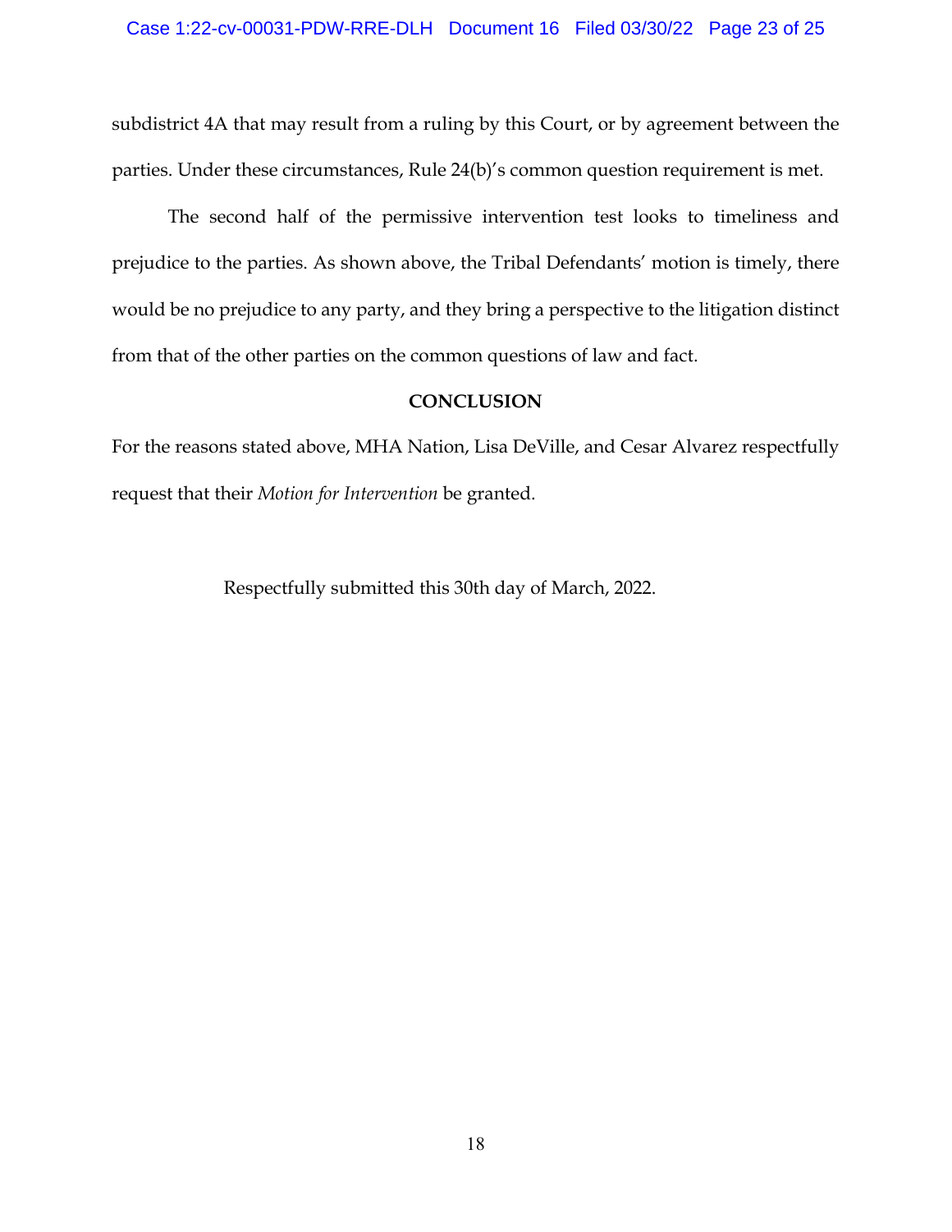subdistrict 4A that may result from a ruling by this Court, or by agreement between the parties. Under these circumstances, Rule 24(b)'s common question requirement is met.

The second half of the permissive intervention test looks to timeliness and prejudice to the parties. As shown above, the Tribal Defendants' motion is timely, there would be no prejudice to any party, and they bring a perspective to the litigation distinct from that of the other parties on the common questions of law and fact.

## CONCLUSION

For the reasons stated above, MHA Nation, Lisa DeVille, and Cesar Alvarez respectfully request that their *Motion for Intervention* be granted.

Respectfully submitted this 30th day of March, 2022.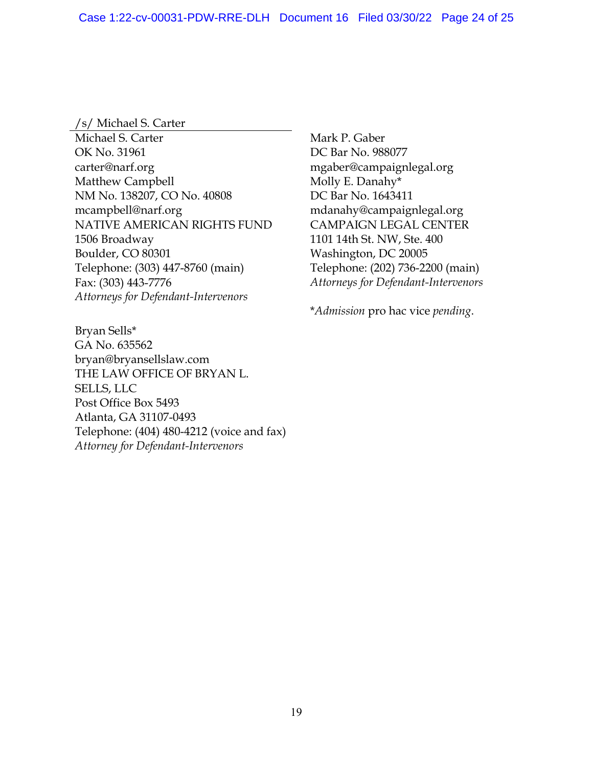/s/ Michael S. Carter

Michael S. Carter
OK No. 31961
carter@narf.org
Matthew Campbell
NM No. 138207, CO No. 40808
mcampbell@narf.org
NATIVE AMERICAN RIGHTS FUND
1506 Broadway
Boulder, CO 80301
Telephone: (303) 447-8760 (main)
Fax: (303) 443-7776
*Attorneys for Defendant-Intervenors*

Bryan Sells*
GA No. 635562
bryan@bryansellslaw.com
THE LAW OFFICE OF BRYAN L. SELLS, LLC
Post Office Box 5493
Atlanta, GA 31107-0493
Telephone: (404) 480-4212 (voice and fax)
*Attorney for Defendant-Intervenors*

Mark P. Gaber
DC Bar No. 988077
mgaber@campaignlegal.org
Molly E. Danahy*
DC Bar No. 1643411
mdanahy@campaignlegal.org
CAMPAIGN LEGAL CENTER
1101 14th St. NW, Ste. 400
Washington, DC 20005
Telephone: (202) 736-2200 (main)
*Attorneys for Defendant-Intervenors*

*\*Admission* pro hac vice *pending*.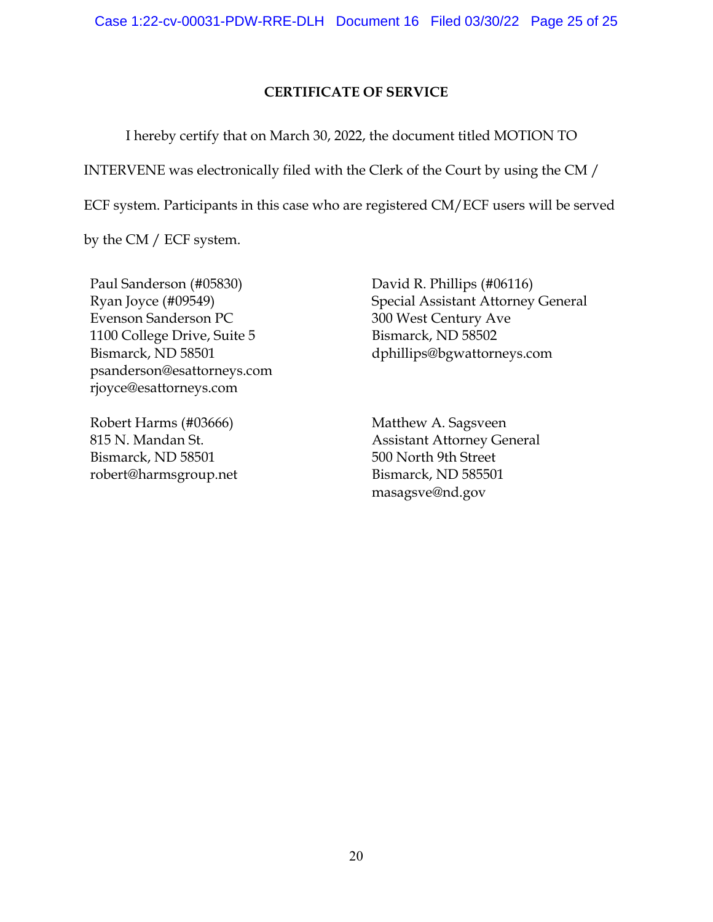**CERTIFICATE OF SERVICE**

I hereby certify that on March 30, 2022, the document titled MOTION TO INTERVENE was electronically filed with the Clerk of the Court by using the CM / ECF system. Participants in this case who are registered CM/ECF users will be served by the CM / ECF system.

Paul Sanderson (#05830)
Ryan Joyce (#09549)
Evenson Sanderson PC
1100 College Drive, Suite 5
Bismarck, ND 58501
psanderson@esattorneys.com
rjoyce@esattorneys.com

Robert Harms (#03666)
815 N. Mandan St.
Bismarck, ND 58501
robert@harmsgroup.net

David R. Phillips (#06116)
Special Assistant Attorney General
300 West Century Ave
Bismarck, ND 58502
dphillips@bgwattorneys.com

Matthew A. Sagsveen
Assistant Attorney General
500 North 9th Street
Bismarck, ND 585501
masagsve@nd.gov